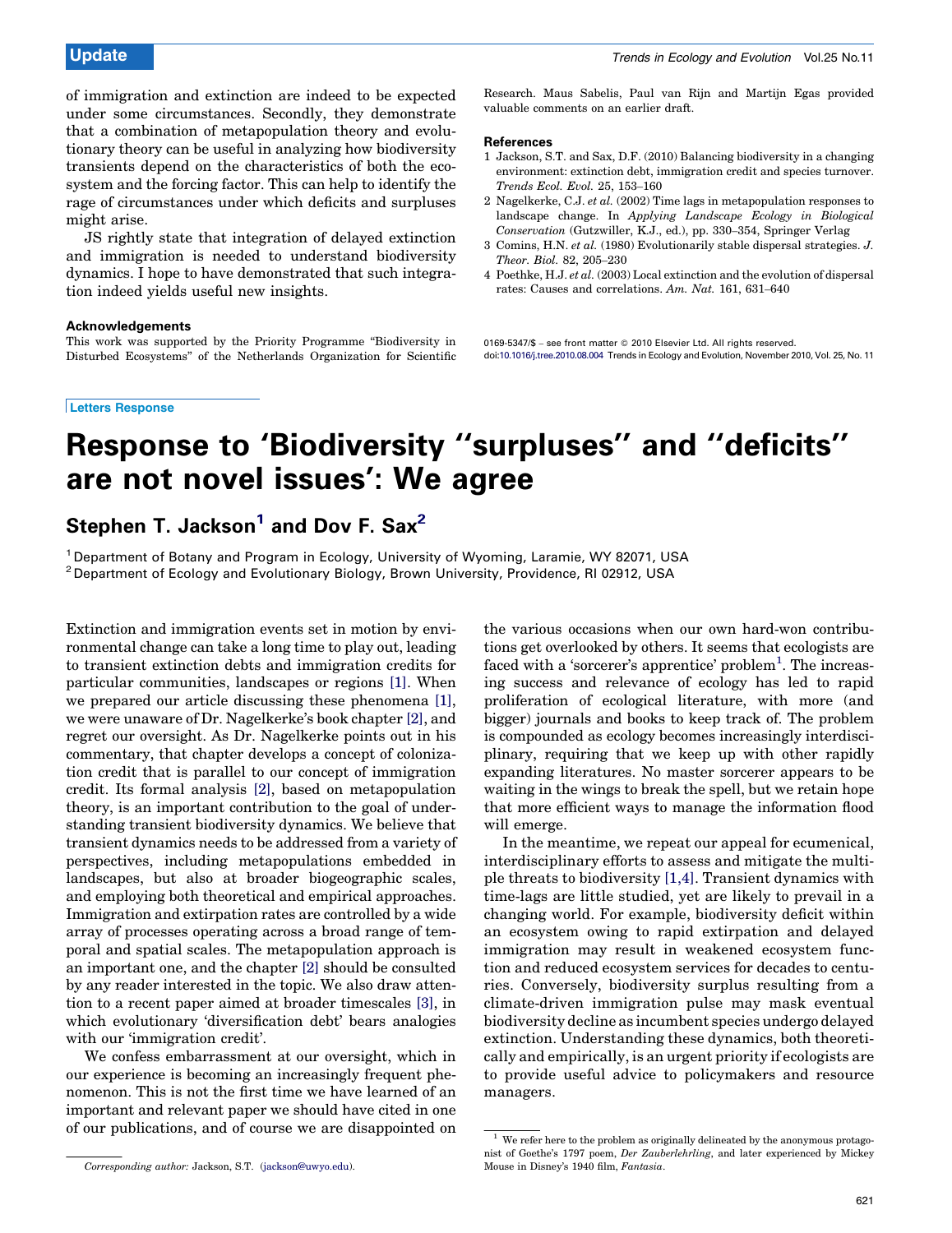of immigration and extinction are indeed to be expected under some circumstances. Secondly, they demonstrate that a combination of metapopulation theory and evolutionary theory can be useful in analyzing how biodiversity transients depend on the characteristics of both the ecosystem and the forcing factor. This can help to identify the rage of circumstances under which deficits and surpluses might arise.

JS rightly state that integration of delayed extinction and immigration is needed to understand biodiversity dynamics. I hope to have demonstrated that such integration indeed yields useful new insights.

### Acknowledgements

This work was supported by the Priority Programme "Biodiversity in Disturbed Ecosystems" of the Netherlands Organization for Scientific Research. Maus Sabelis, Paul van Rijn and Martijn Egas provided valuable comments on an earlier draft.

### References

1 Jackson, S.T. and Sax, D.F. (2010) Balancing biodiversity in a changing environment: extinction debt, immigration credit and species turnover. *Trends Ecol. Evol.* 25, 153–160
2 Nagelkerke, C.J. *et al.* (2002) Time lags in metapopulation responses to landscape change. In *Applying Landscape Ecology in Biological Conservation* (Gutzwiller, K.J., ed.), pp. 330–354, Springer Verlag
3 Comins, H.N. *et al.* (1980) Evolutionarily stable dispersal strategies. *J. Theor. Biol.* 82, 205–230
4 Poethke, H.J. *et al.* (2003) Local extinction and the evolution of dispersal rates: Causes and correlations. *Am. Nat.* 161, 631–640

0169-5347/$ – see front matter © 2010 Elsevier Ltd. All rights reserved.
doi:10.1016/j.tree.2010.08.004 Trends in Ecology and Evolution, November 2010, Vol. 25, No. 11

Letters Response

# Response to 'Biodiversity "surpluses" and "deficits" are not novel issues': We agree

## Stephen T. Jackson[1] and Dov F. Sax[2]

[1] Department of Botany and Program in Ecology, University of Wyoming, Laramie, WY 82071, USA
[2] Department of Ecology and Evolutionary Biology, Brown University, Providence, RI 02912, USA

Extinction and immigration events set in motion by environmental change can take a long time to play out, leading to transient extinction debts and immigration credits for particular communities, landscapes or regions [1]. When we prepared our article discussing these phenomena [1], we were unaware of Dr. Nagelkerke's book chapter [2], and regret our oversight. As Dr. Nagelkerke points out in his commentary, that chapter develops a concept of colonization credit that is parallel to our concept of immigration credit. Its formal analysis [2], based on metapopulation theory, is an important contribution to the goal of understanding transient biodiversity dynamics. We believe that transient dynamics needs to be addressed from a variety of perspectives, including metapopulations embedded in landscapes, but also at broader biogeographic scales, and employing both theoretical and empirical approaches. Immigration and extirpation rates are controlled by a wide array of processes operating across a broad range of temporal and spatial scales. The metapopulation approach is an important one, and the chapter [2] should be consulted by any reader interested in the topic. We also draw attention to a recent paper aimed at broader timescales [3], in which evolutionary 'diversification debt' bears analogies with our 'immigration credit'.

We confess embarrassment at our oversight, which in our experience is becoming an increasingly frequent phenomenon. This is not the first time we have learned of an important and relevant paper we should have cited in one of our publications, and of course we are disappointed on the various occasions when our own hard-won contributions get overlooked by others. It seems that ecologists are faced with a 'sorcerer's apprentice' problem[1]. The increasing success and relevance of ecology has led to rapid proliferation of ecological literature, with more (and bigger) journals and books to keep track of. The problem is compounded as ecology becomes increasingly interdisciplinary, requiring that we keep up with other rapidly expanding literatures. No master sorcerer appears to be waiting in the wings to break the spell, but we retain hope that more efficient ways to manage the information flood will emerge.

In the meantime, we repeat our appeal for ecumenical, interdisciplinary efforts to assess and mitigate the multiple threats to biodiversity [1,4]. Transient dynamics with time-lags are little studied, yet are likely to prevail in a changing world. For example, biodiversity deficit within an ecosystem owing to rapid extirpation and delayed immigration may result in weakened ecosystem function and reduced ecosystem services for decades to centuries. Conversely, biodiversity surplus resulting from a climate-driven immigration pulse may mask eventual biodiversity decline as incumbent species undergo delayed extinction. Understanding these dynamics, both theoretically and empirically, is an urgent priority if ecologists are to provide useful advice to policymakers and resource managers.

Corresponding author: Jackson, S.T. (jackson@uwyo.edu).

[1] We refer here to the problem as originally delineated by the anonymous protagonist of Goethe's 1797 poem, *Der Zauberlehrling*, and later experienced by Mickey Mouse in Disney's 1940 film, *Fantasia*.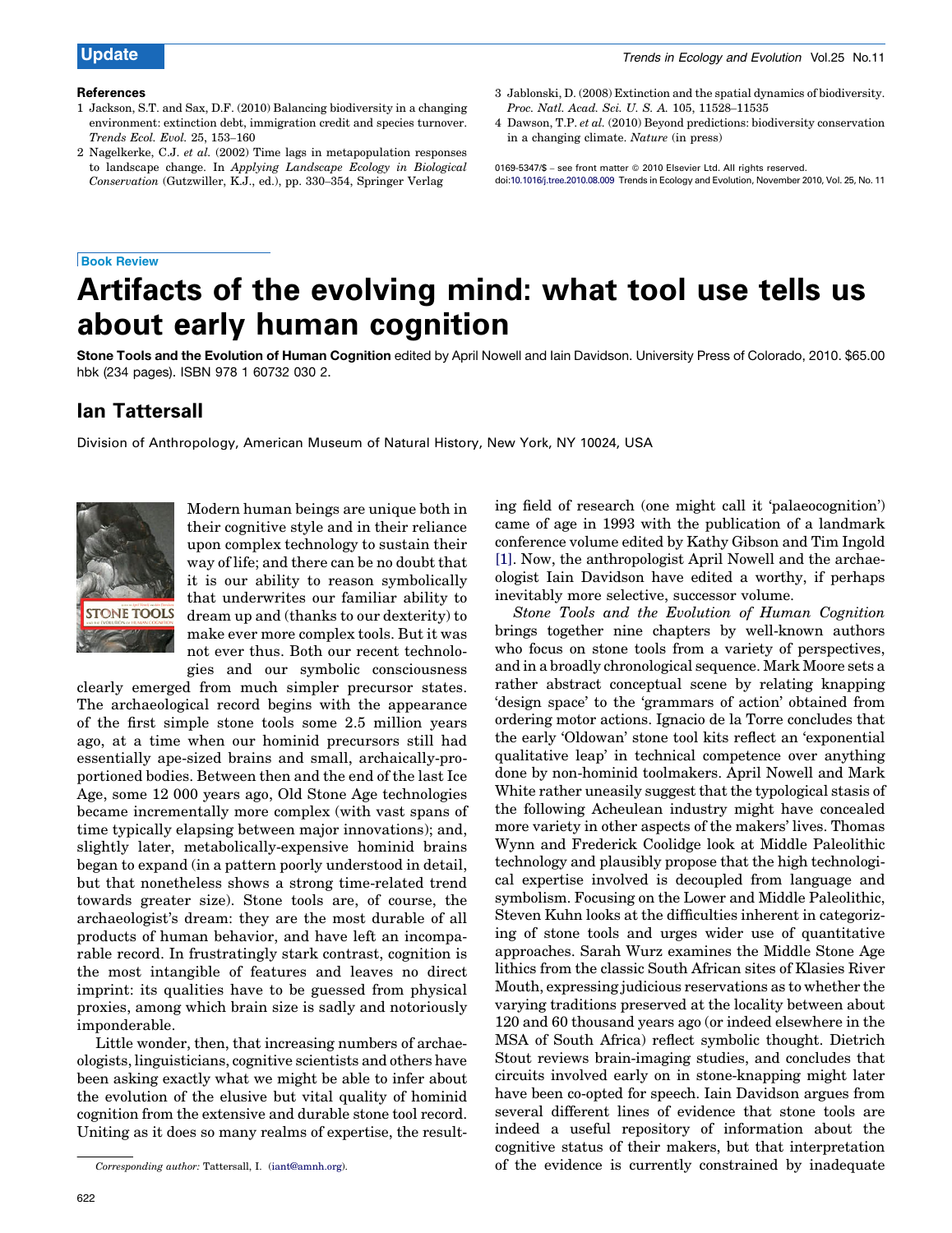## References

1 Jackson, S.T. and Sax, D.F. (2010) Balancing biodiversity in a changing environment: extinction debt, immigration credit and species turnover. *Trends Ecol. Evol.* 25, 153–160

2 Nagelkerke, C.J. *et al.* (2002) Time lags in metapopulation responses to landscape change. In *Applying Landscape Ecology in Biological Conservation* (Gutzwiller, K.J., ed.), pp. 330–354, Springer Verlag

3 Jablonski, D. (2008) Extinction and the spatial dynamics of biodiversity. *Proc. Natl. Acad. Sci. U. S. A.* 105, 11528–11535

4 Dawson, T.P. *et al.* (2010) Beyond predictions: biodiversity conservation in a changing climate. *Nature* (in press)

0169-5347/$ – see front matter © 2010 Elsevier Ltd. All rights reserved. doi:10.1016/j.tree.2010.08.009 Trends in Ecology and Evolution, November 2010, Vol. 25, No. 11

Book Review

# Artifacts of the evolving mind: what tool use tells us about early human cognition

**Stone Tools and the Evolution of Human Cognition** edited by April Nowell and Iain Davidson. University Press of Colorado, 2010. $65.00 hbk (234 pages). ISBN 978 1 60732 030 2.

## Ian Tattersall

Division of Anthropology, American Museum of Natural History, New York, NY 10024, USA

Modern human beings are unique both in their cognitive style and in their reliance upon complex technology to sustain their way of life; and there can be no doubt that it is our ability to reason symbolically that underwrites our familiar ability to dream up and (thanks to our dexterity) to make ever more complex tools. But it was not ever thus. Both our recent technologies and our symbolic consciousness clearly emerged from much simpler precursor states. The archaeological record begins with the appearance of the first simple stone tools some 2.5 million years ago, at a time when our hominid precursors still had essentially ape-sized brains and small, archaically-proportioned bodies. Between then and the end of the last Ice Age, some 12 000 years ago, Old Stone Age technologies became incrementally more complex (with vast spans of time typically elapsing between major innovations); and, slightly later, metabolically-expensive hominid brains began to expand (in a pattern poorly understood in detail, but that nonetheless shows a strong time-related trend towards greater size). Stone tools are, of course, the archaeologist's dream: they are the most durable of all products of human behavior, and have left an incomparable record. In frustratingly stark contrast, cognition is the most intangible of features and leaves no direct imprint: its qualities have to be guessed from physical proxies, among which brain size is sadly and notoriously imponderable.

Little wonder, then, that increasing numbers of archaeologists, linguisticians, cognitive scientists and others have been asking exactly what we might be able to infer about the evolution of the elusive but vital quality of hominid cognition from the extensive and durable stone tool record. Uniting as it does so many realms of expertise, the resulting field of research (one might call it 'palaeocognition') came of age in 1993 with the publication of a landmark conference volume edited by Kathy Gibson and Tim Ingold [1]. Now, the anthropologist April Nowell and the archaeologist Iain Davidson have edited a worthy, if perhaps inevitably more selective, successor volume.

*Stone Tools and the Evolution of Human Cognition* brings together nine chapters by well-known authors who focus on stone tools from a variety of perspectives, and in a broadly chronological sequence. Mark Moore sets a rather abstract conceptual scene by relating knapping 'design space' to the 'grammars of action' obtained from ordering motor actions. Ignacio de la Torre concludes that the early 'Oldowan' stone tool kits reflect an 'exponential qualitative leap' in technical competence over anything done by non-hominid toolmakers. April Nowell and Mark White rather uneasily suggest that the typological stasis of the following Acheulean industry might have concealed more variety in other aspects of the makers' lives. Thomas Wynn and Frederick Coolidge look at Middle Paleolithic technology and plausibly propose that the high technological expertise involved is decoupled from language and symbolism. Focusing on the Lower and Middle Paleolithic, Steven Kuhn looks at the difficulties inherent in categorizing of stone tools and urges wider use of quantitative approaches. Sarah Wurz examines the Middle Stone Age lithics from the classic South African sites of Klasies River Mouth, expressing judicious reservations as to whether the varying traditions preserved at the locality between about 120 and 60 thousand years ago (or indeed elsewhere in the MSA of South Africa) reflect symbolic thought. Dietrich Stout reviews brain-imaging studies, and concludes that circuits involved early on in stone-knapping might later have been co-opted for speech. Iain Davidson argues from several different lines of evidence that stone tools are indeed a useful repository of information about the cognitive status of their makers, but that interpretation of the evidence is currently constrained by inadequate

*Corresponding author:* Tattersall, I. (iant@amnh.org).